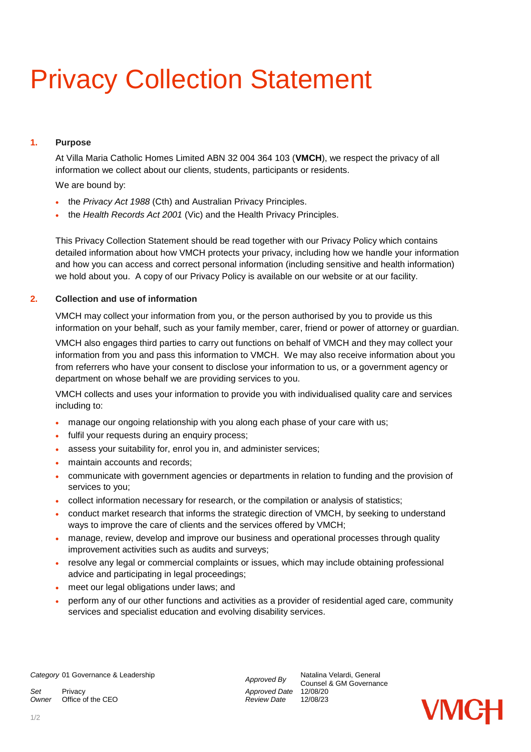# Privacy Collection Statement

## 1. Purpose

At Villa Maria Catholic Homes Limited ABN 32 004 364 103 (**VMCH**), we respect the privacy of all information we collect about our clients, students, participants or residents.

We are bound by:

- the *Privacy Act 1988* (Cth) and Australian Privacy Principles.
- the *Health Records Act 2001* (Vic) and the Health Privacy Principles.

This Privacy Collection Statement should be read together with our Privacy Policy which contains detailed information about how VMCH protects your privacy, including how we handle your information and how you can access and correct personal information (including sensitive and health information) we hold about you. A copy of our Privacy Policy is available on our website or at our facility.

## 2. Collection and use of information

VMCH may collect your information from you, or the person authorised by you to provide us this information on your behalf, such as your family member, carer, friend or power of attorney or guardian.

VMCH also engages third parties to carry out functions on behalf of VMCH and they may collect your information from you and pass this information to VMCH. We may also receive information about you from referrers who have your consent to disclose your information to us, or a government agency or department on whose behalf we are providing services to you.

VMCH collects and uses your information to provide you with individualised quality care and services including to:

- manage our ongoing relationship with you along each phase of your care with us;
- fulfil your requests during an enquiry process;
- assess your suitability for, enrol you in, and administer services;
- maintain accounts and records;
- communicate with government agencies or departments in relation to funding and the provision of services to you;
- collect information necessary for research, or the compilation or analysis of statistics;
- conduct market research that informs the strategic direction of VMCH, by seeking to understand ways to improve the care of clients and the services offered by VMCH;
- manage, review, develop and improve our business and operational processes through quality improvement activities such as audits and surveys;
- resolve any legal or commercial complaints or issues, which may include obtaining professional advice and participating in legal proceedings;
- meet our legal obligations under laws; and
- perform any of our other functions and activities as a provider of residential aged care, community services and specialist education and evolving disability services.

| | | | |
|---|---|---|---|
| *Category* | 01 Governance & Leadership | *Approved By* | Natalina Velardi, General Counsel & GM Governance |
| *Set* | Privacy | *Approved Date* | 12/08/20 |
| *Owner* | Office of the CEO | *Review Date* | 12/08/23 |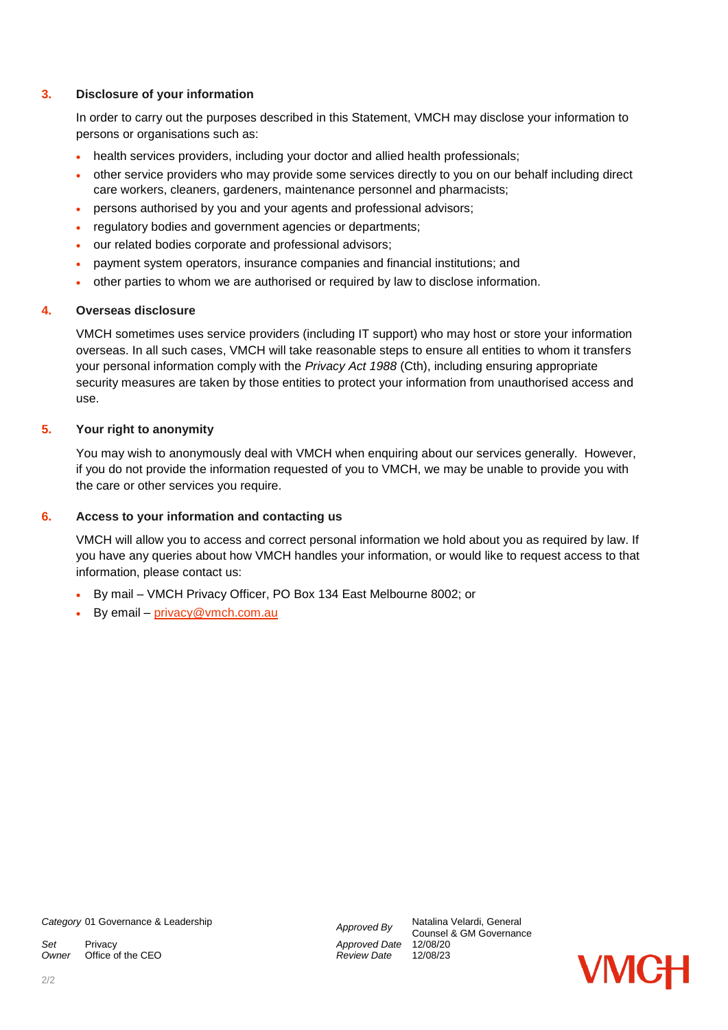## 3. Disclosure of your information

In order to carry out the purposes described in this Statement, VMCH may disclose your information to persons or organisations such as:

- health services providers, including your doctor and allied health professionals;
- other service providers who may provide some services directly to you on our behalf including direct care workers, cleaners, gardeners, maintenance personnel and pharmacists;
- persons authorised by you and your agents and professional advisors;
- regulatory bodies and government agencies or departments;
- our related bodies corporate and professional advisors;
- payment system operators, insurance companies and financial institutions; and
- other parties to whom we are authorised or required by law to disclose information.

## 4. Overseas disclosure

VMCH sometimes uses service providers (including IT support) who may host or store your information overseas. In all such cases, VMCH will take reasonable steps to ensure all entities to whom it transfers your personal information comply with the *Privacy Act 1988* (Cth), including ensuring appropriate security measures are taken by those entities to protect your information from unauthorised access and use.

## 5. Your right to anonymity

You may wish to anonymously deal with VMCH when enquiring about our services generally. However, if you do not provide the information requested of you to VMCH, we may be unable to provide you with the care or other services you require.

## 6. Access to your information and contacting us

VMCH will allow you to access and correct personal information we hold about you as required by law. If you have any queries about how VMCH handles your information, or would like to request access to that information, please contact us:

- By mail – VMCH Privacy Officer, PO Box 134 East Melbourne 8002; or
- By email – privacy@vmch.com.au